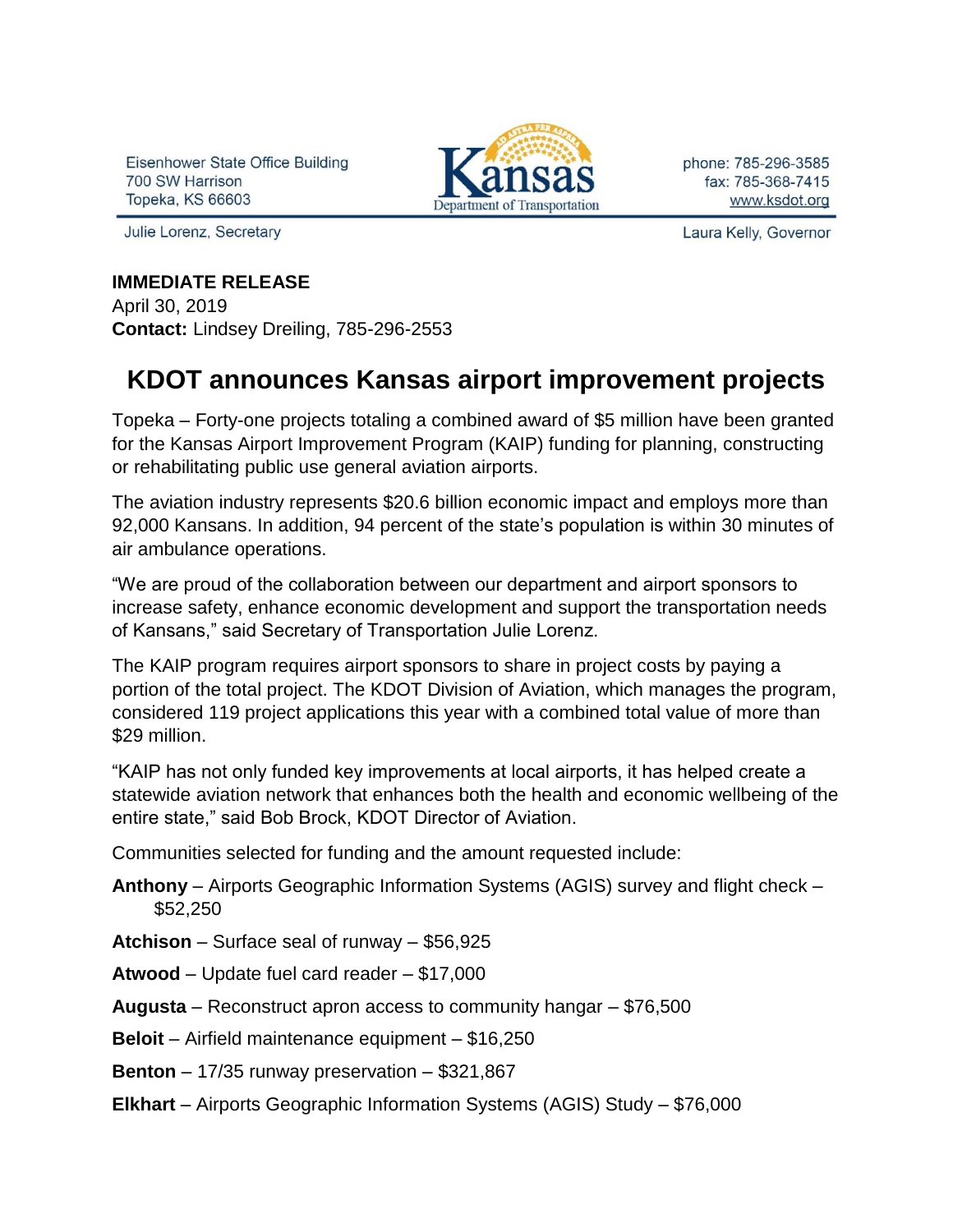Eisenhower State Office Building
700 SW Harrison
Topeka, KS 66603

Kansas Department of Transportation

phone: 785-296-3585
fax: 785-368-7415
www.ksdot.org

Julie Lorenz, Secretary

Laura Kelly, Governor

**IMMEDIATE RELEASE**
April 30, 2019
**Contact:** Lindsey Dreiling, 785-296-2553

# KDOT announces Kansas airport improvement projects

Topeka – Forty-one projects totaling a combined award of $5 million have been granted for the Kansas Airport Improvement Program (KAIP) funding for planning, constructing or rehabilitating public use general aviation airports.

The aviation industry represents $20.6 billion economic impact and employs more than 92,000 Kansans. In addition, 94 percent of the state's population is within 30 minutes of air ambulance operations.

"We are proud of the collaboration between our department and airport sponsors to increase safety, enhance economic development and support the transportation needs of Kansans," said Secretary of Transportation Julie Lorenz.

The KAIP program requires airport sponsors to share in project costs by paying a portion of the total project. The KDOT Division of Aviation, which manages the program, considered 119 project applications this year with a combined total value of more than $29 million.

"KAIP has not only funded key improvements at local airports, it has helped create a statewide aviation network that enhances both the health and economic wellbeing of the entire state," said Bob Brock, KDOT Director of Aviation.

Communities selected for funding and the amount requested include:

**Anthony** – Airports Geographic Information Systems (AGIS) survey and flight check – $52,250

**Atchison** – Surface seal of runway – $56,925

**Atwood** – Update fuel card reader – $17,000

**Augusta** – Reconstruct apron access to community hangar – $76,500

**Beloit** – Airfield maintenance equipment – $16,250

**Benton** – 17/35 runway preservation – $321,867

**Elkhart** – Airports Geographic Information Systems (AGIS) Study – $76,000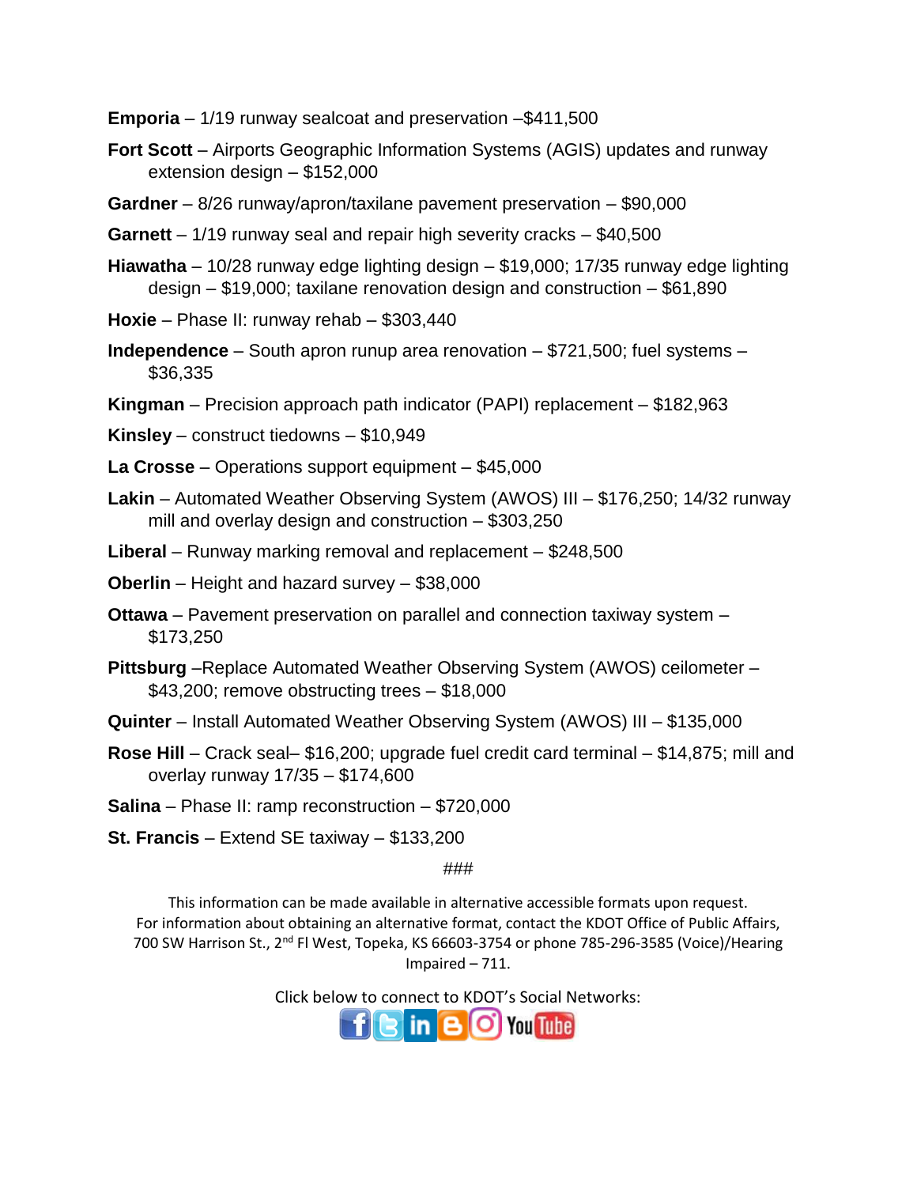**Emporia** – 1/19 runway sealcoat and preservation –$411,500

**Fort Scott** – Airports Geographic Information Systems (AGIS) updates and runway extension design – $152,000

**Gardner** – 8/26 runway/apron/taxilane pavement preservation – $90,000

**Garnett** – 1/19 runway seal and repair high severity cracks – $40,500

**Hiawatha** – 10/28 runway edge lighting design – $19,000; 17/35 runway edge lighting design – $19,000; taxilane renovation design and construction – $61,890

**Hoxie** – Phase II: runway rehab – $303,440

**Independence** – South apron runup area renovation – $721,500; fuel systems – $36,335

**Kingman** – Precision approach path indicator (PAPI) replacement – $182,963

**Kinsley** – construct tiedowns – $10,949

**La Crosse** – Operations support equipment – $45,000

**Lakin** – Automated Weather Observing System (AWOS) III – $176,250; 14/32 runway mill and overlay design and construction – $303,250

**Liberal** – Runway marking removal and replacement – $248,500

**Oberlin** – Height and hazard survey – $38,000

**Ottawa** – Pavement preservation on parallel and connection taxiway system – $173,250

**Pittsburg** –Replace Automated Weather Observing System (AWOS) ceilometer – $43,200; remove obstructing trees – $18,000

**Quinter** – Install Automated Weather Observing System (AWOS) III – $135,000

**Rose Hill** – Crack seal– $16,200; upgrade fuel credit card terminal – $14,875; mill and overlay runway 17/35 – $174,600

**Salina** – Phase II: ramp reconstruction – $720,000

**St. Francis** – Extend SE taxiway – $133,200

###

This information can be made available in alternative accessible formats upon request. For information about obtaining an alternative format, contact the KDOT Office of Public Affairs, 700 SW Harrison St., 2nd Fl West, Topeka, KS 66603-3754 or phone 785-296-3585 (Voice)/Hearing Impaired – 711.

Click below to connect to KDOT's Social Networks: